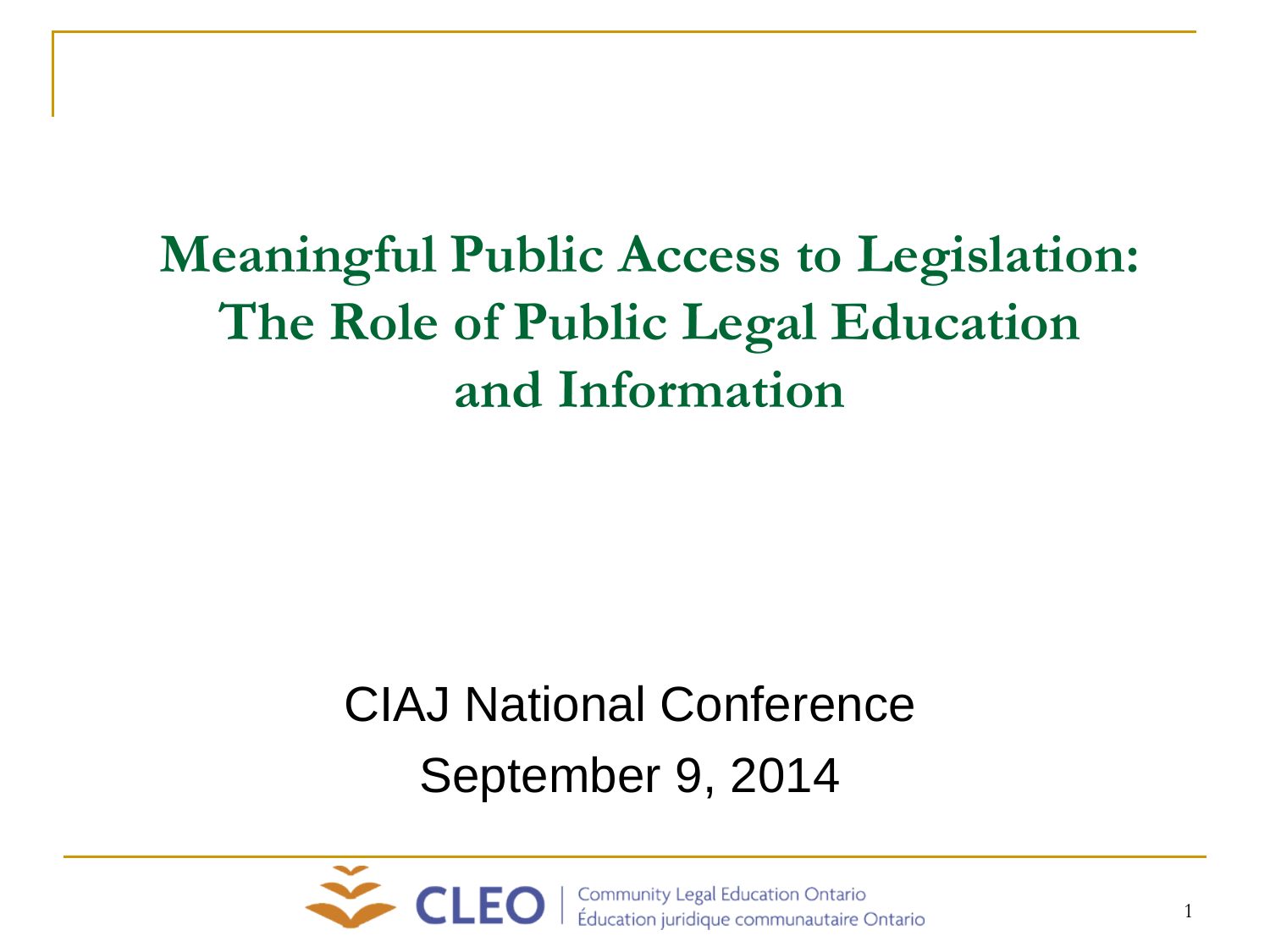# Meaningful Public Access to Legislation: The Role of Public Legal Education and Information

CIAJ National Conference

September 9, 2014

CLEO | Community Legal Education Ontario
Éducation juridique communautaire Ontario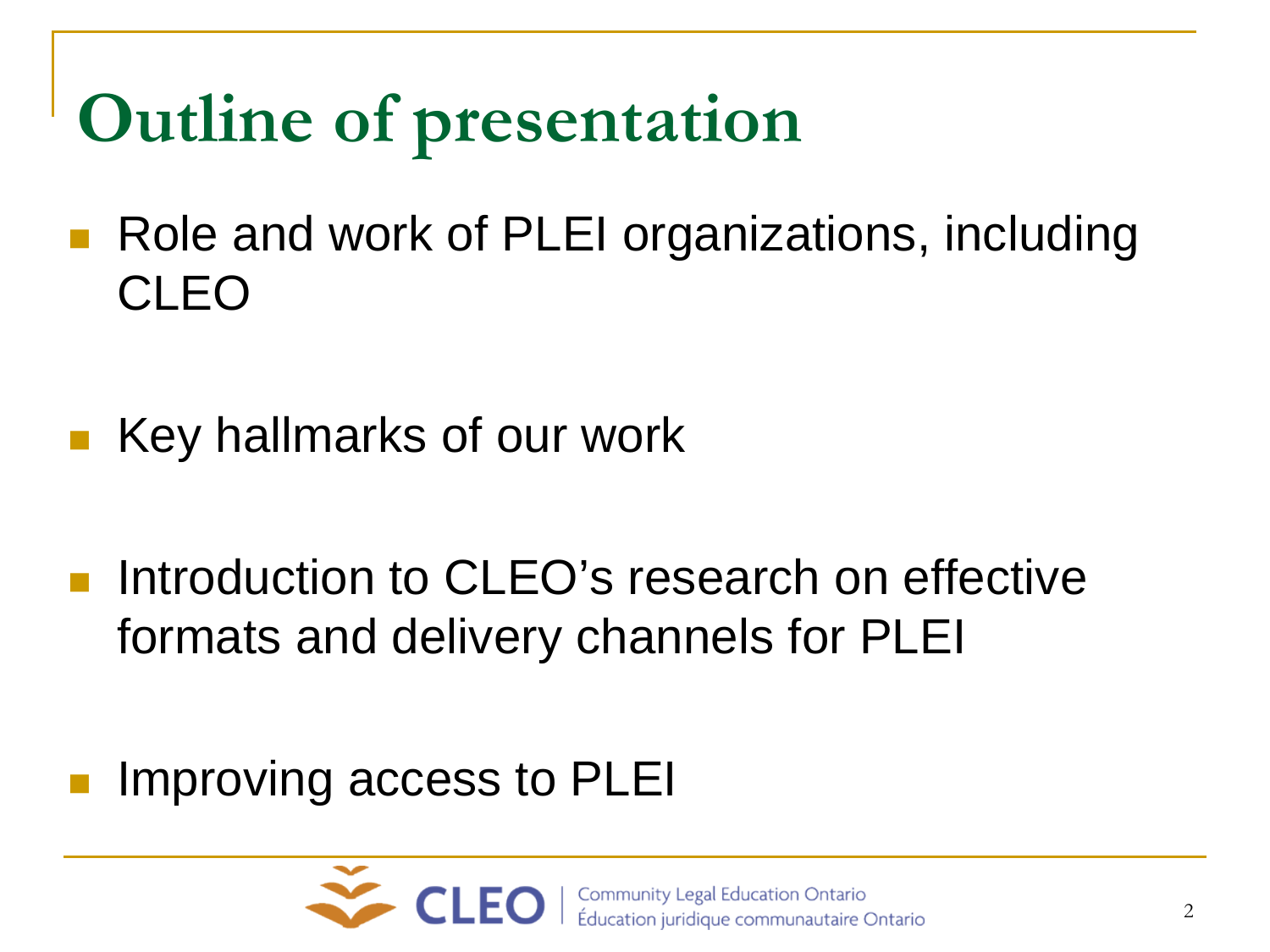# Outline of presentation

- Role and work of PLEI organizations, including CLEO
- Key hallmarks of our work
- Introduction to CLEO's research on effective formats and delivery channels for PLEI
- Improving access to PLEI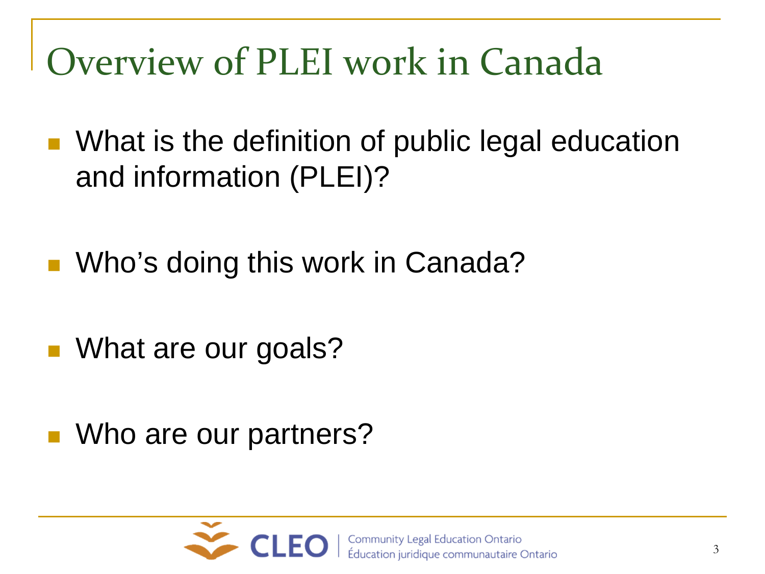# Overview of PLEI work in Canada

- What is the definition of public legal education and information (PLEI)?
- Who's doing this work in Canada?
- What are our goals?
- Who are our partners?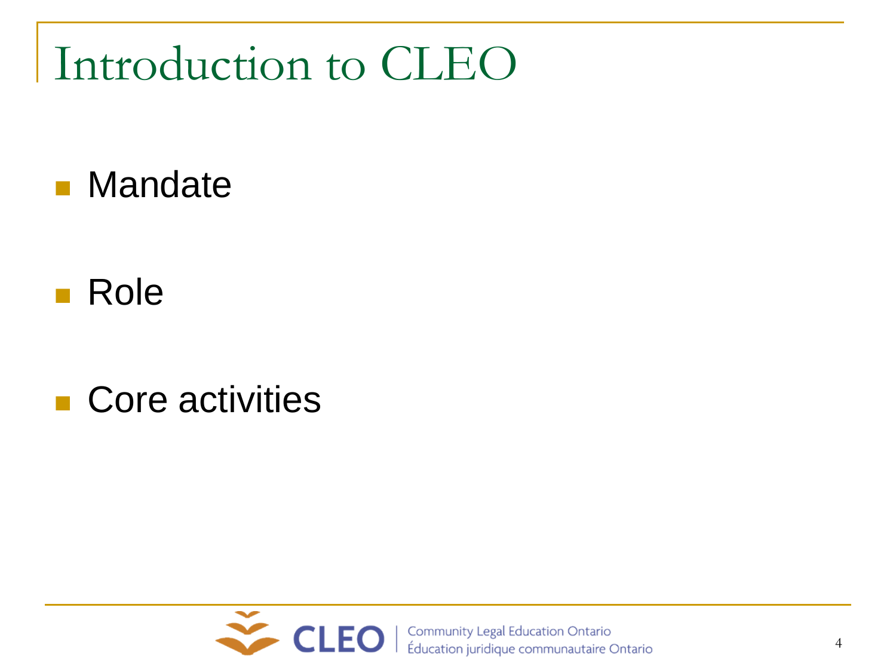# Introduction to CLEO

- Mandate
- Role
- Core activities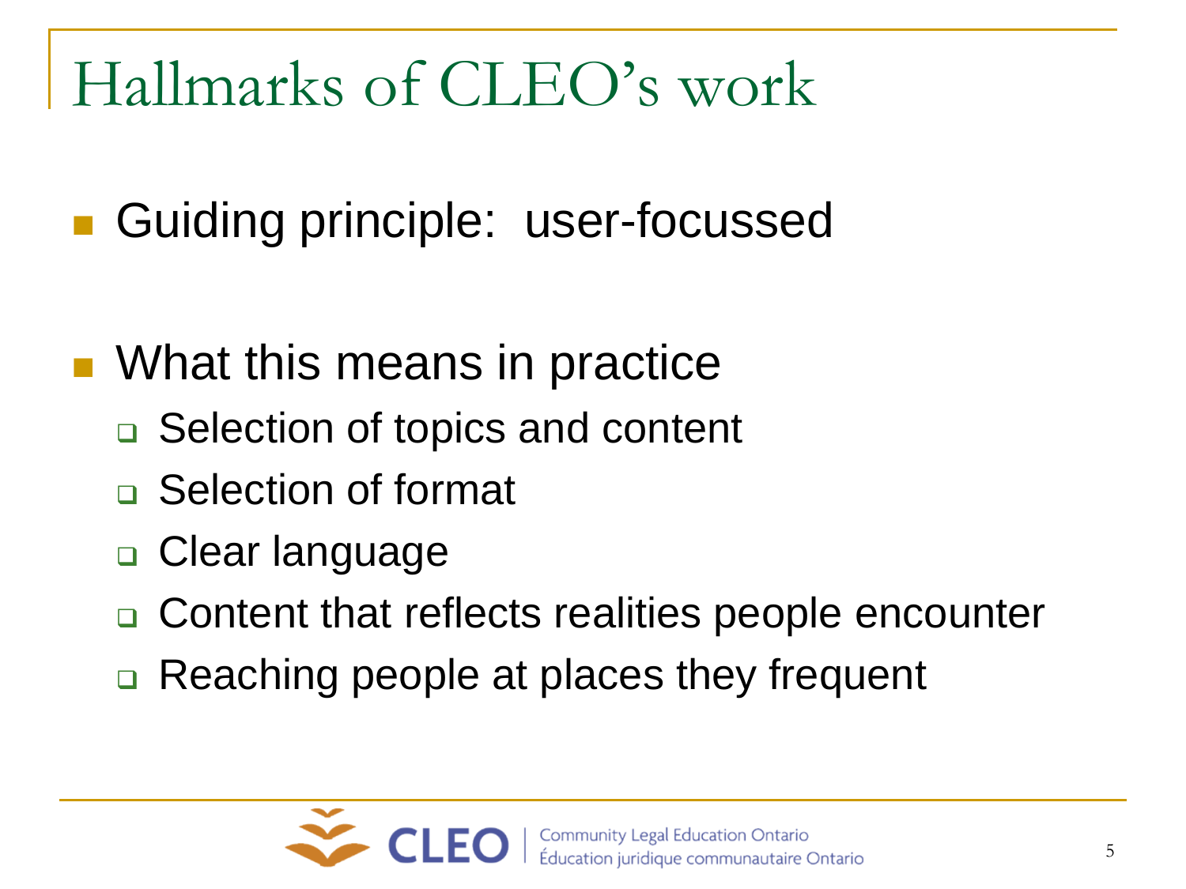# Hallmarks of CLEO's work

- Guiding principle: user-focussed

- What this means in practice
  - Selection of topics and content
  - Selection of format
  - Clear language
  - Content that reflects realities people encounter
  - Reaching people at places they frequent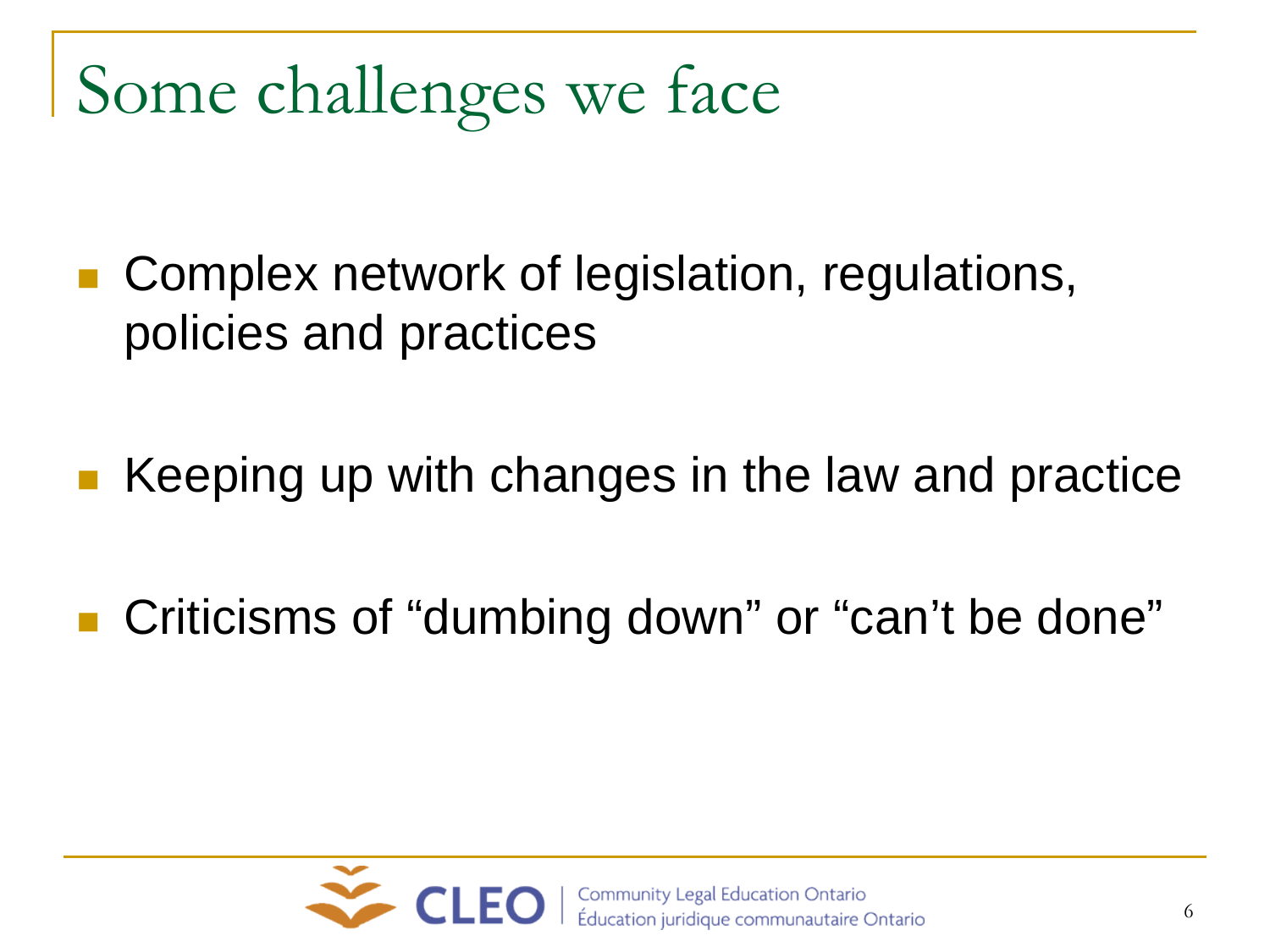# Some challenges we face

- Complex network of legislation, regulations, policies and practices
- Keeping up with changes in the law and practice
- Criticisms of “dumbing down” or “can’t be done”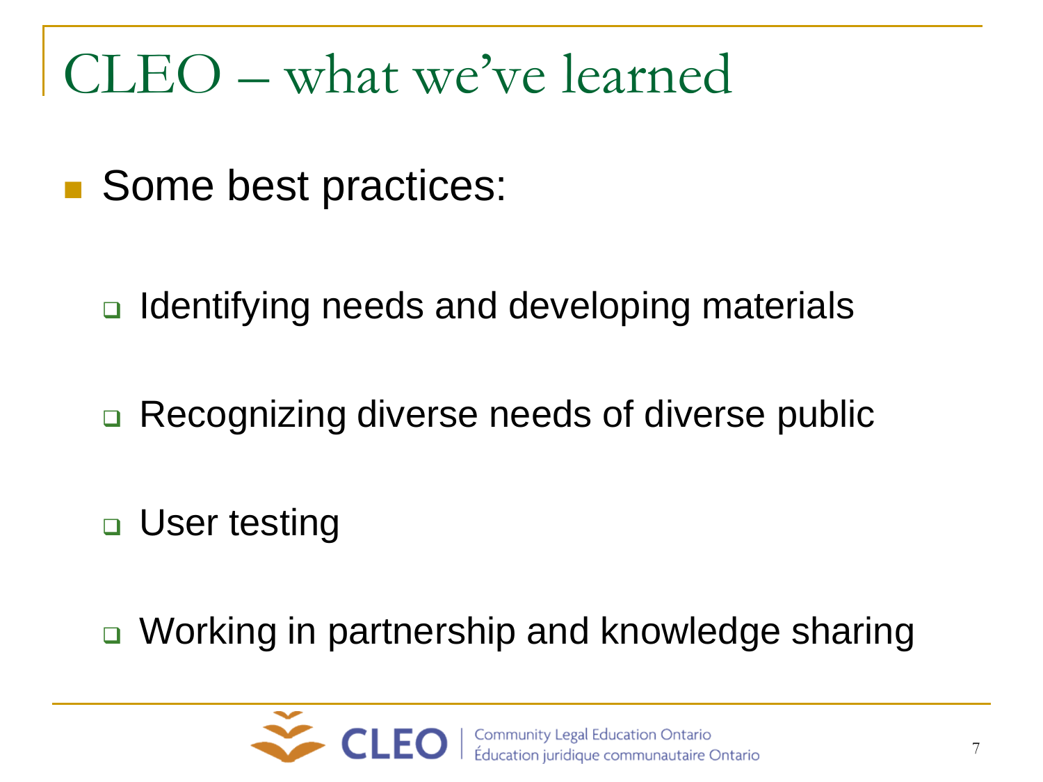# CLEO – what we've learned

- Some best practices:
  - Identifying needs and developing materials
  - Recognizing diverse needs of diverse public
  - User testing
  - Working in partnership and knowledge sharing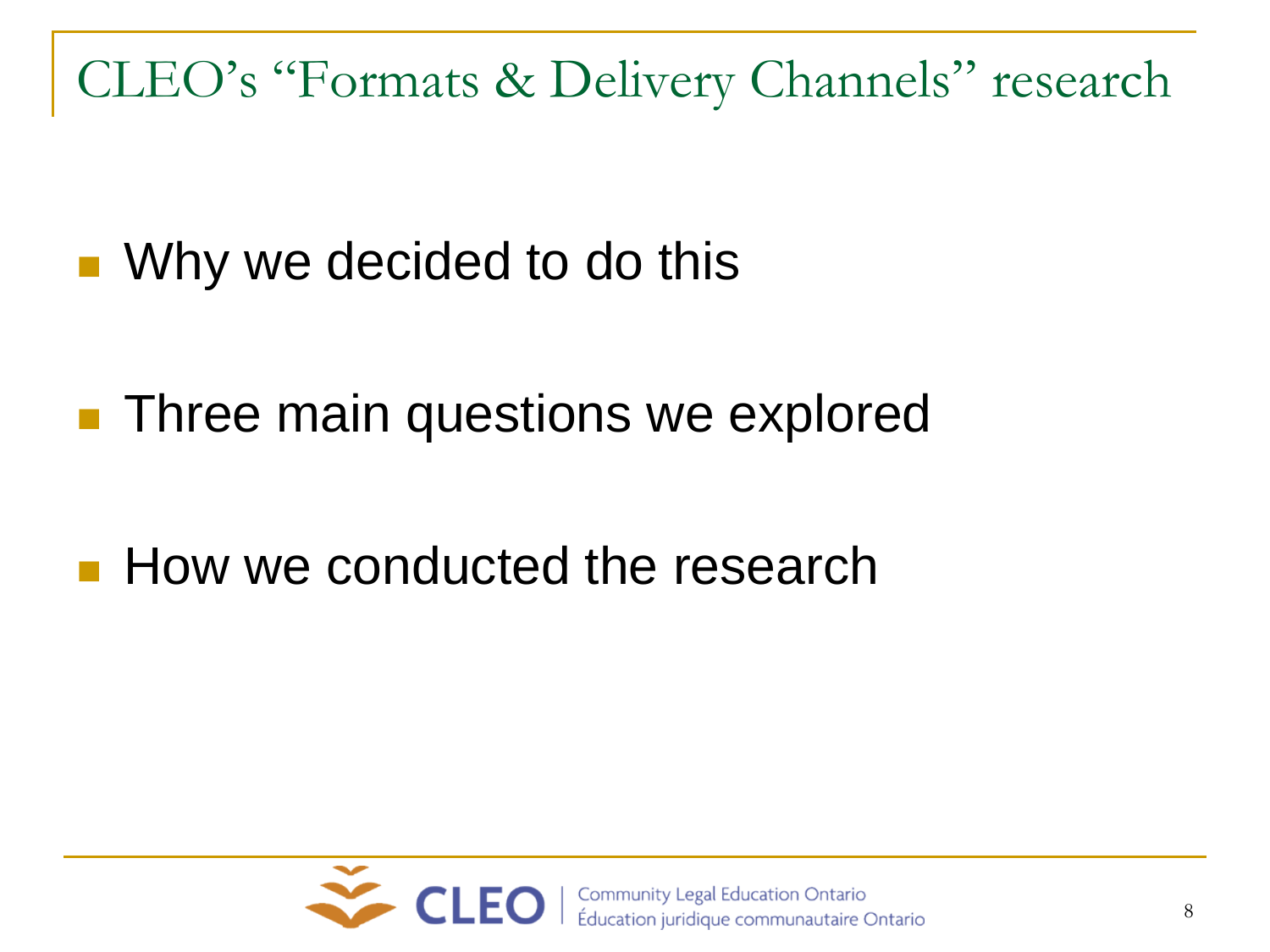# CLEO's "Formats & Delivery Channels" research

- Why we decided to do this
- Three main questions we explored
- How we conducted the research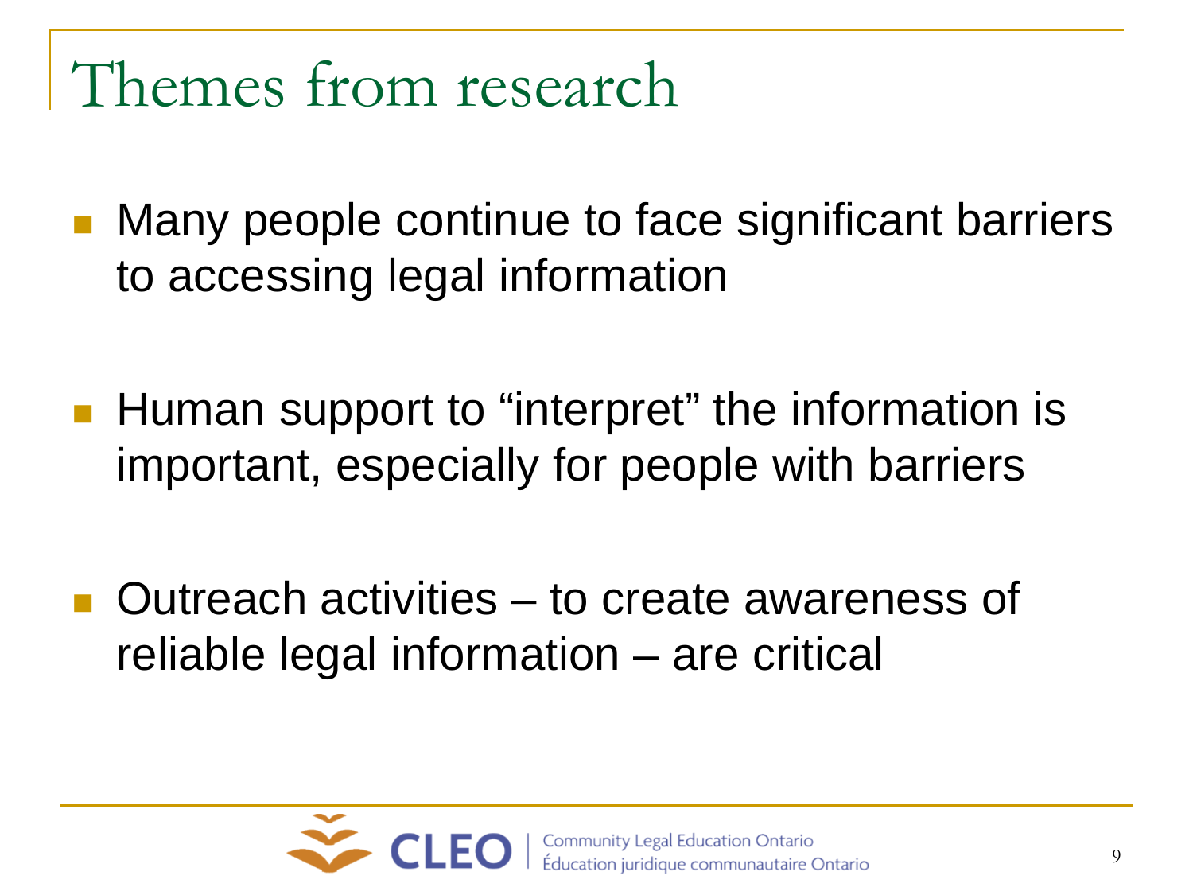# Themes from research

- Many people continue to face significant barriers to accessing legal information
- Human support to "interpret" the information is important, especially for people with barriers
- Outreach activities – to create awareness of reliable legal information – are critical

CLEO | Community Legal Education Ontario
Éducation juridique communautaire Ontario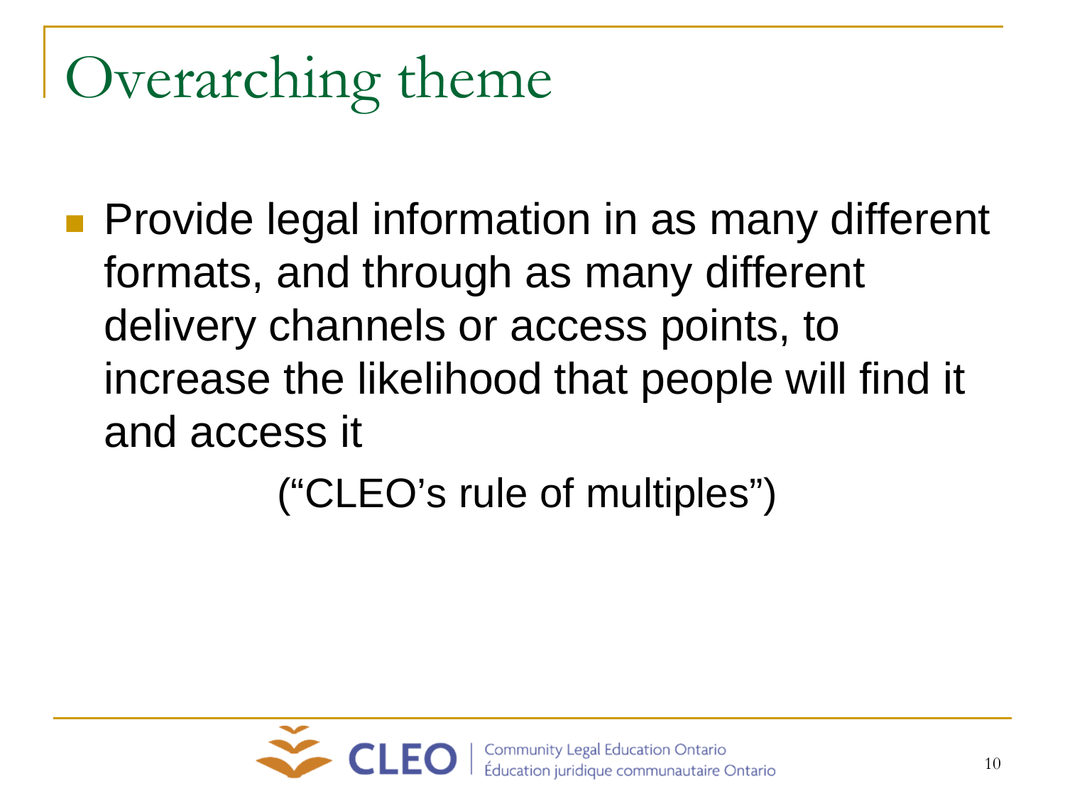# Overarching theme

- Provide legal information in as many different formats, and through as many different delivery channels or access points, to increase the likelihood that people will find it and access it

("CLEO's rule of multiples")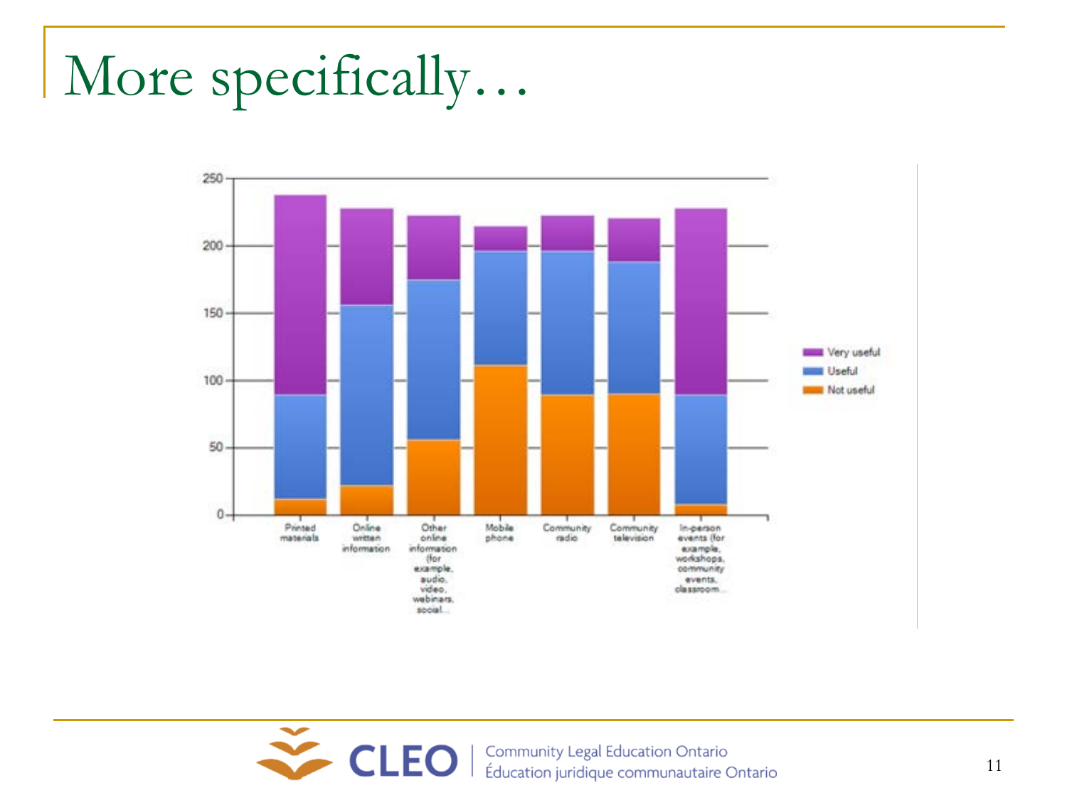# More specifically…

| | Not useful | Useful | Very useful |
|---|---|---|---|
| Printed materials | ~12 | ~77 | ~149 |
| Online written information | ~22 | ~134 | ~72 |
| Other online information (for example, audio, video, webinars, social… | ~56 | ~119 | ~48 |
| Mobile phone | ~111 | ~85 | ~19 |
| Community radio | ~89 | ~107 | ~27 |
| Community television | ~90 | ~98 | ~33 |
| In-person events (for example, workshops, community events, classroom… | ~8 | ~81 | ~139 |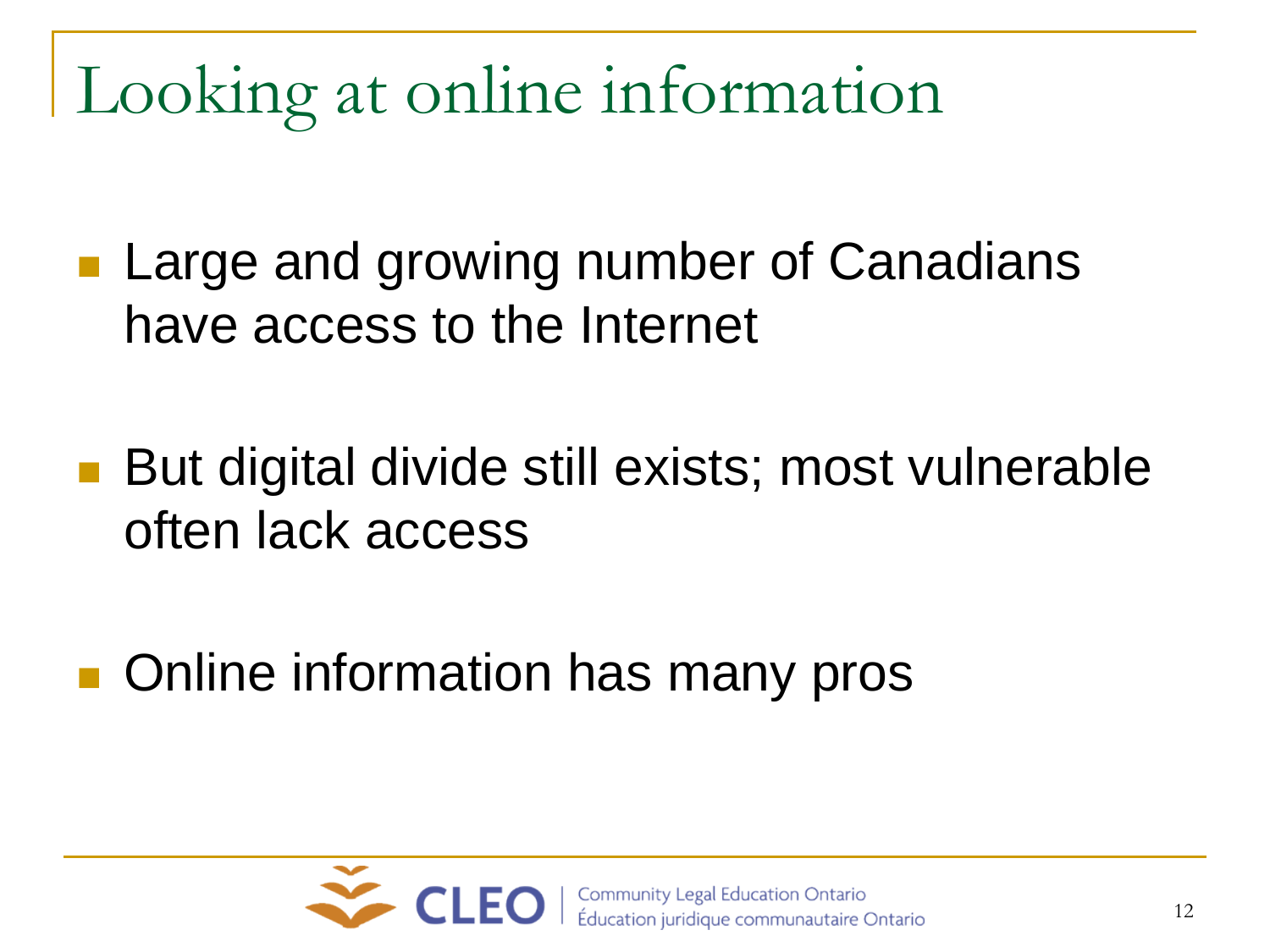# Looking at online information

- Large and growing number of Canadians have access to the Internet
- But digital divide still exists; most vulnerable often lack access
- Online information has many pros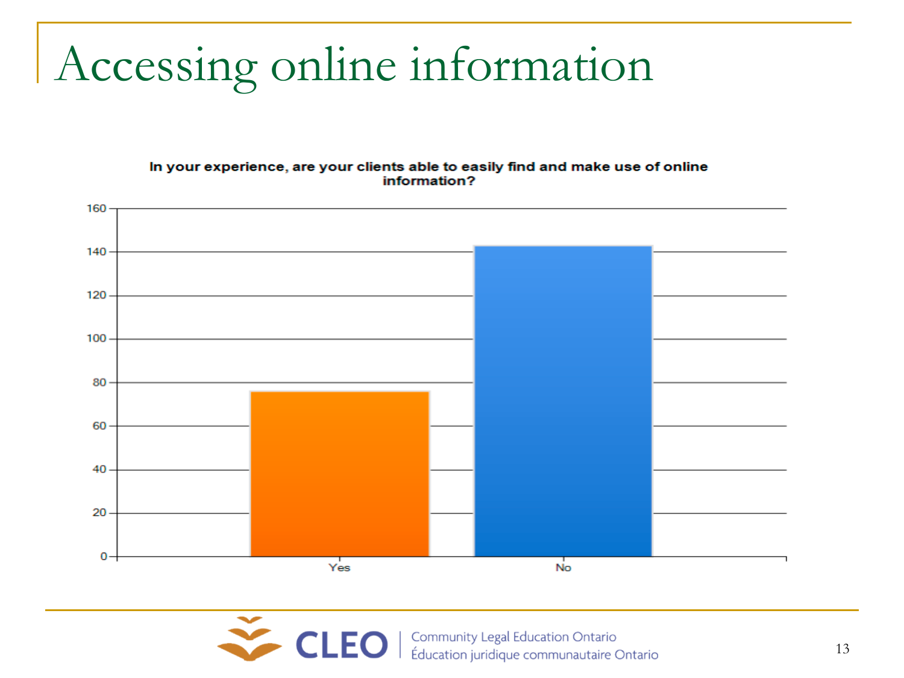# Accessing online information

**In your experience, are your clients able to easily find and make use of online information?**

| Response | Count (approx.) |
| --- | --- |
| Yes | 76 |
| No | 143 |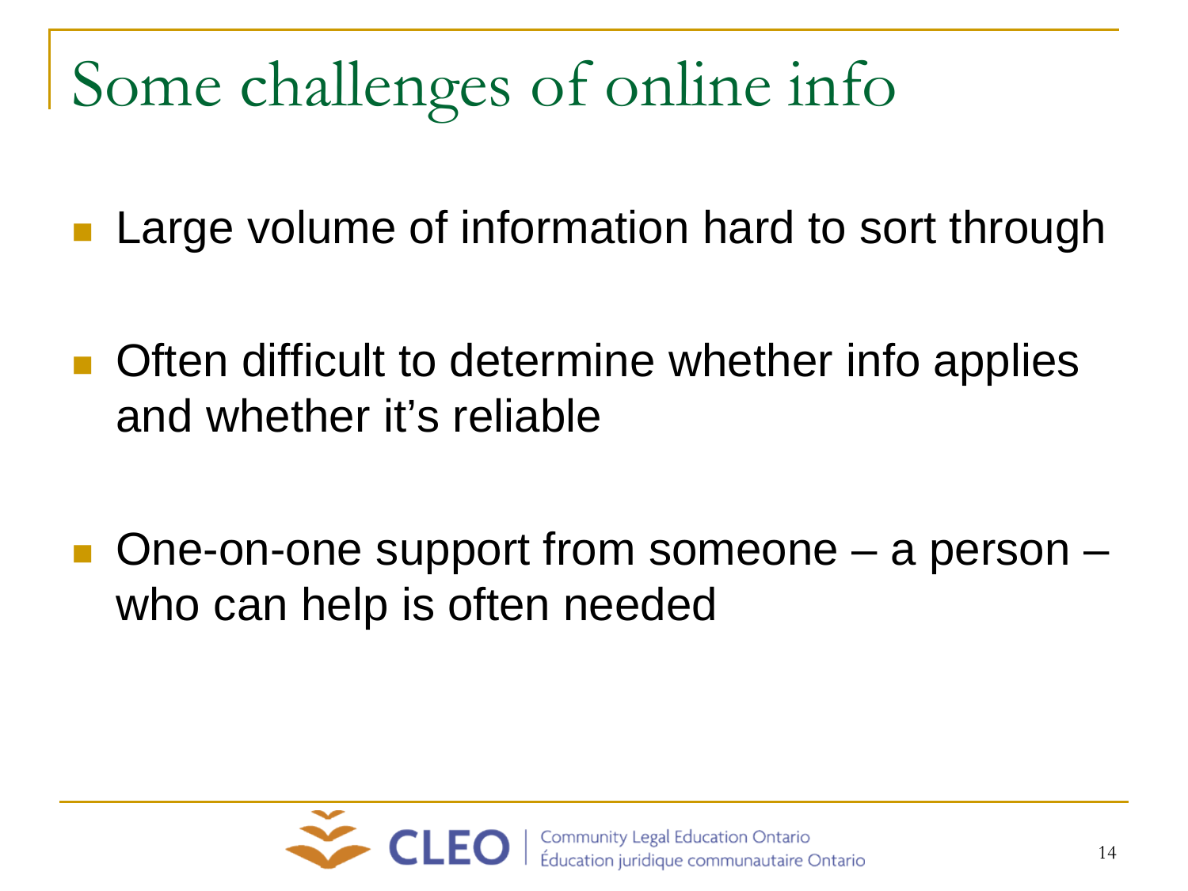# Some challenges of online info

- Large volume of information hard to sort through
- Often difficult to determine whether info applies and whether it's reliable
- One-on-one support from someone – a person – who can help is often needed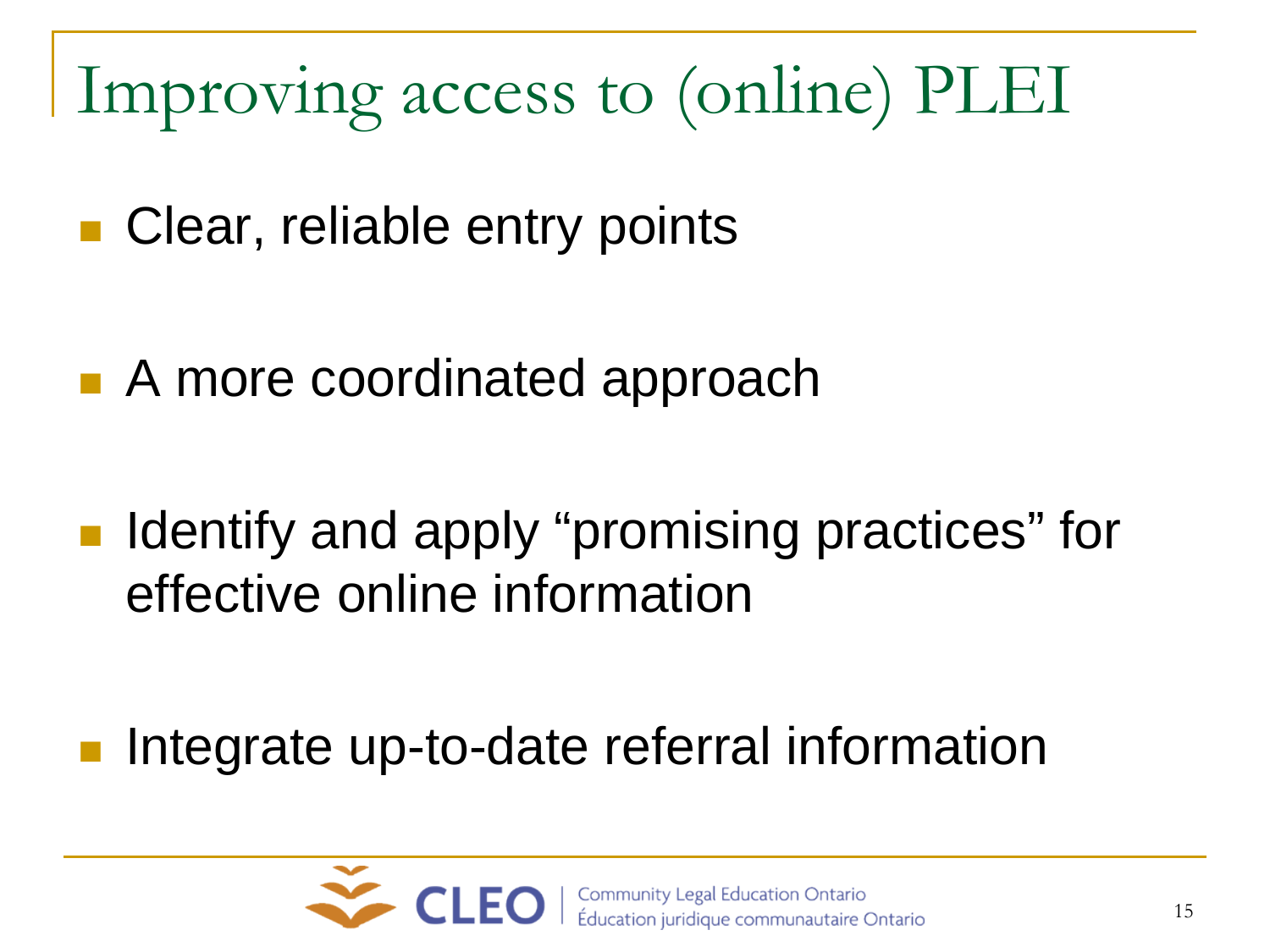# Improving access to (online) PLEI

- Clear, reliable entry points
- A more coordinated approach
- Identify and apply “promising practices” for effective online information
- Integrate up-to-date referral information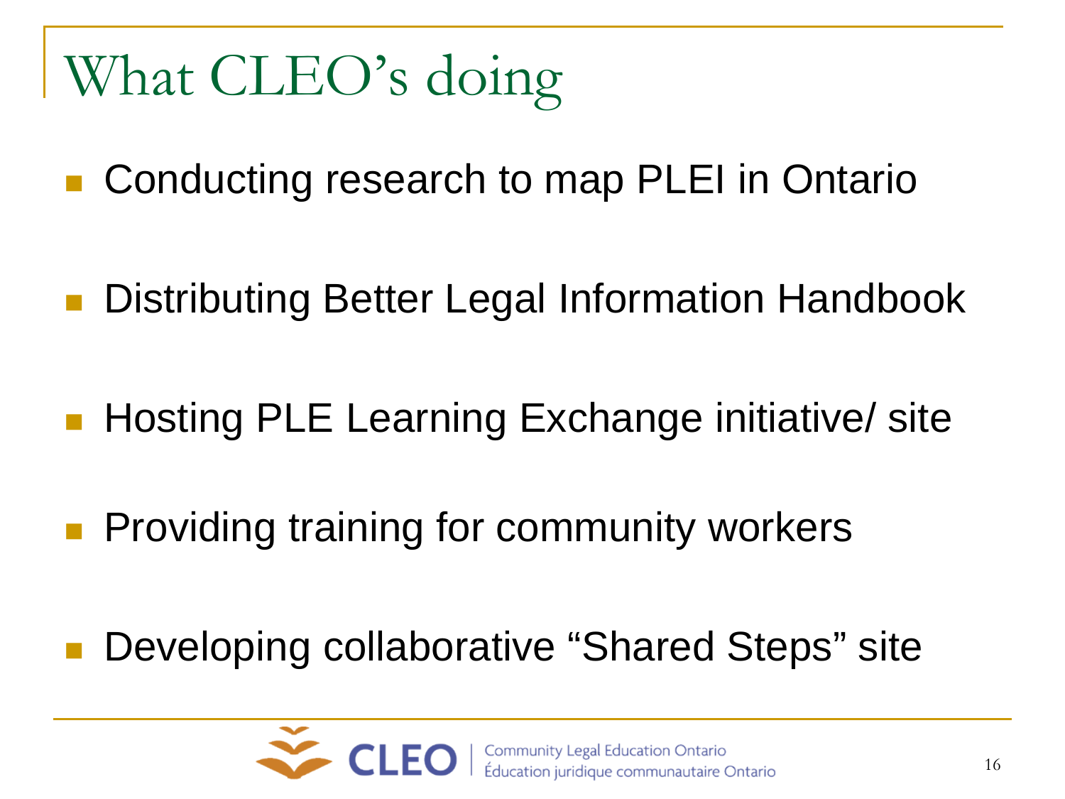# What CLEO's doing

- Conducting research to map PLEI in Ontario
- Distributing Better Legal Information Handbook
- Hosting PLE Learning Exchange initiative/ site
- Providing training for community workers
- Developing collaborative "Shared Steps" site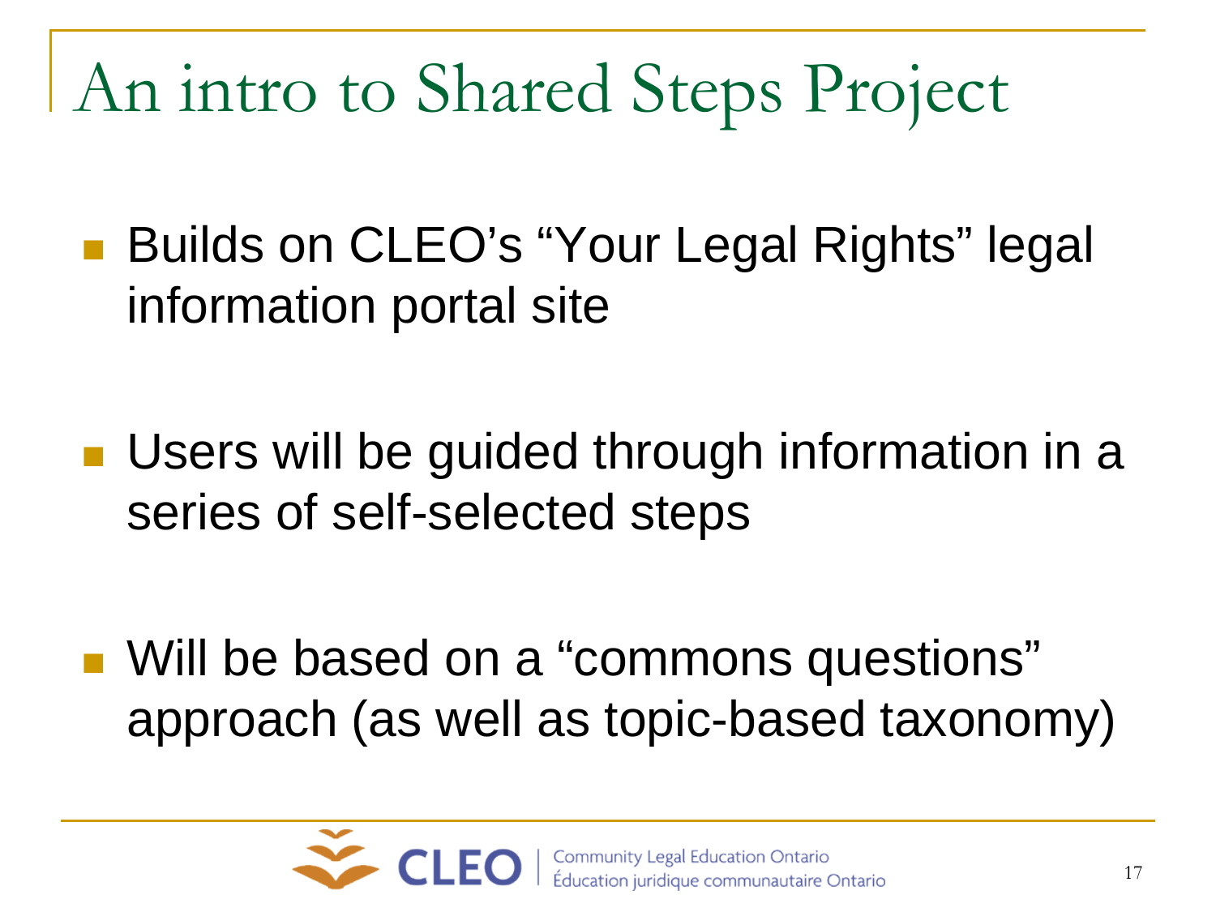# An intro to Shared Steps Project

- Builds on CLEO's "Your Legal Rights" legal information portal site
- Users will be guided through information in a series of self-selected steps
- Will be based on a "commons questions" approach (as well as topic-based taxonomy)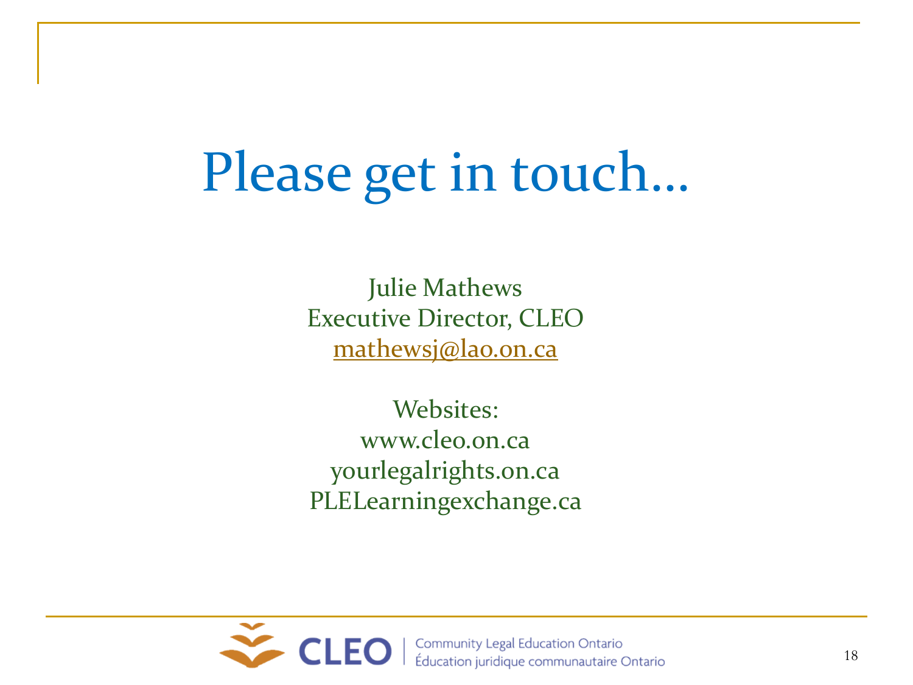# Please get in touch…

Julie Mathews
Executive Director, CLEO
mathewsj@lao.on.ca

Websites:
www.cleo.on.ca
yourlegalrights.on.ca
PLELearningexchange.ca

CLEO | Community Legal Education Ontario
Éducation juridique communautaire Ontario